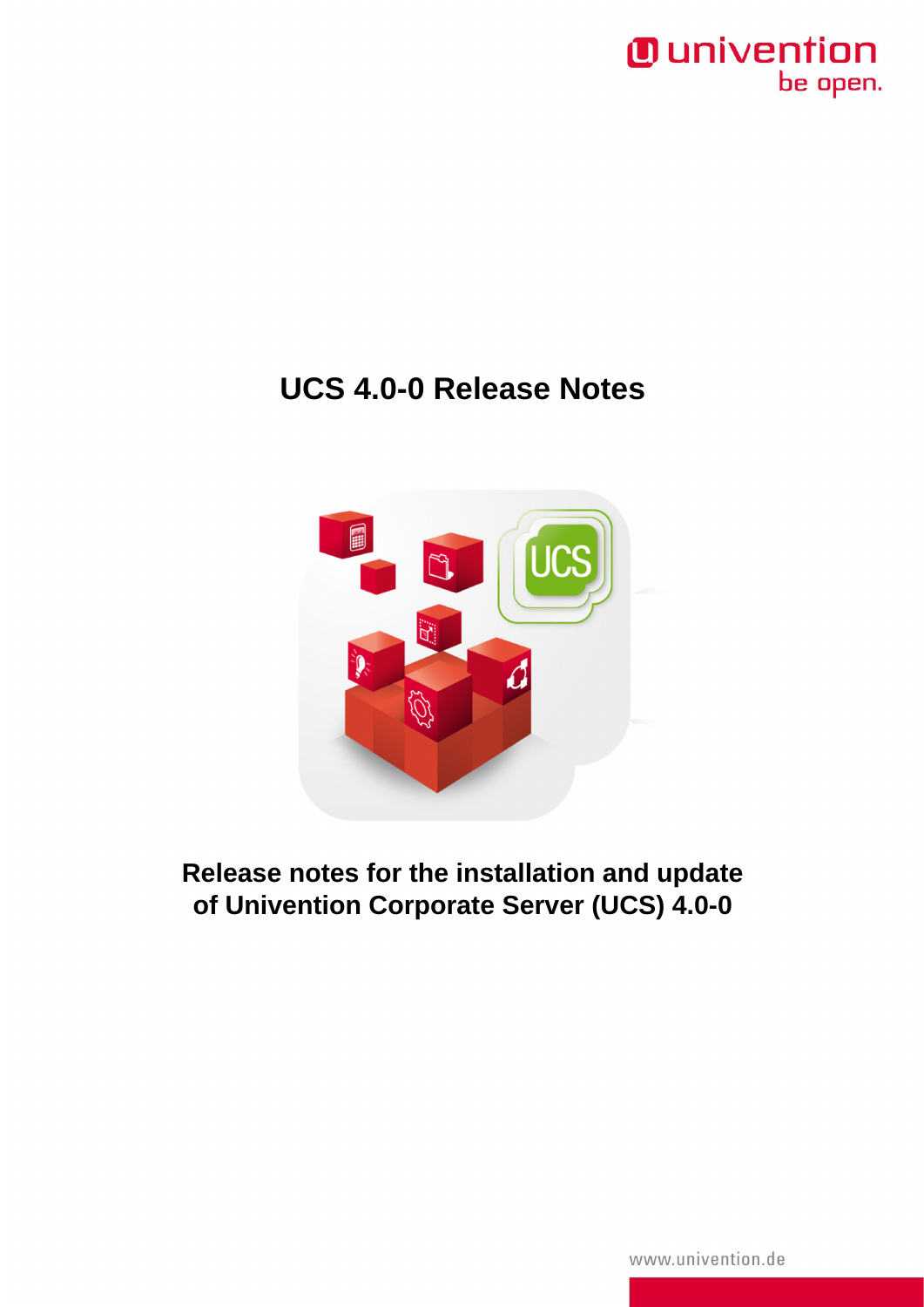# UCS 4.0-0 Release Notes

**Release notes for the installation and update of Univention Corporate Server (UCS) 4.0-0**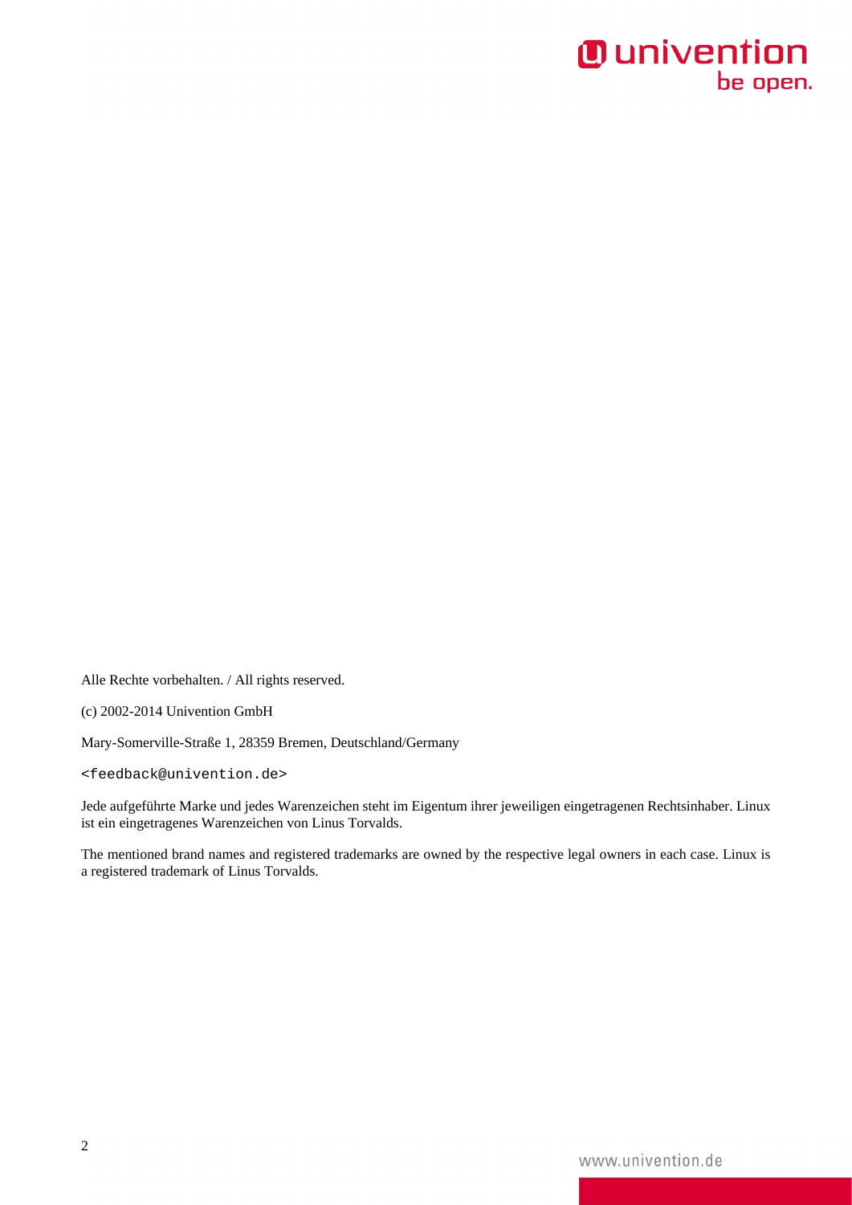Alle Rechte vorbehalten. / All rights reserved.

(c) 2002-2014 Univention GmbH

Mary-Somerville-Straße 1, 28359 Bremen, Deutschland/Germany

`<feedback@univention.de>`

Jede aufgeführte Marke und jedes Warenzeichen steht im Eigentum ihrer jeweiligen eingetragenen Rechtsinhaber. Linux ist ein eingetragenes Warenzeichen von Linus Torvalds.

The mentioned brand names and registered trademarks are owned by the respective legal owners in each case. Linux is a registered trademark of Linus Torvalds.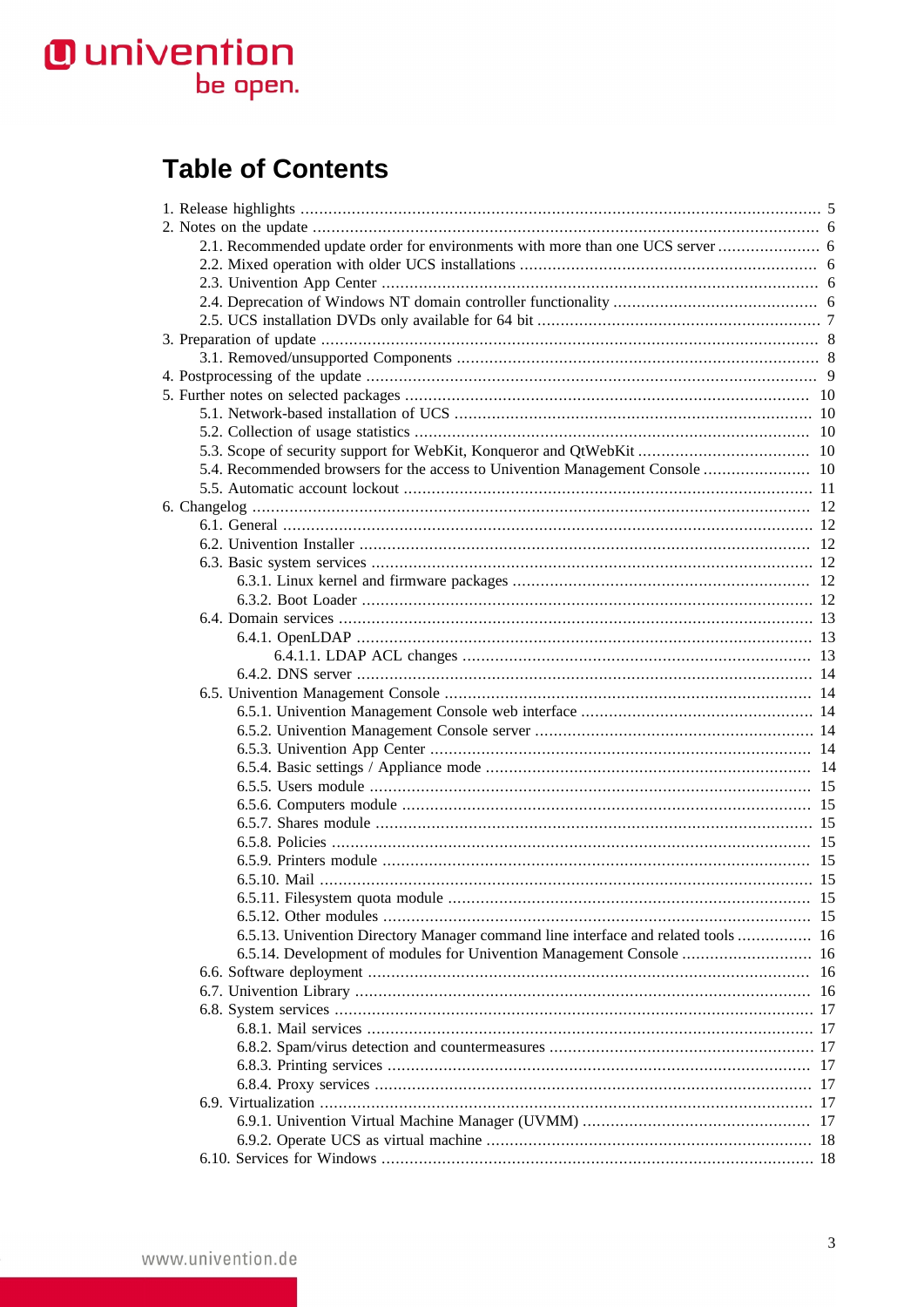# Table of Contents

1. Release highlights ... 5
2. Notes on the update ... 6
   - 2.1. Recommended update order for environments with more than one UCS server ... 6
   - 2.2. Mixed operation with older UCS installations ... 6
   - 2.3. Univention App Center ... 6
   - 2.4. Deprecation of Windows NT domain controller functionality ... 6
   - 2.5. UCS installation DVDs only available for 64 bit ... 7
3. Preparation of update ... 8
   - 3.1. Removed/unsupported Components ... 8
4. Postprocessing of the update ... 9
5. Further notes on selected packages ... 10
   - 5.1. Network-based installation of UCS ... 10
   - 5.2. Collection of usage statistics ... 10
   - 5.3. Scope of security support for WebKit, Konqueror and QtWebKit ... 10
   - 5.4. Recommended browsers for the access to Univention Management Console ... 10
   - 5.5. Automatic account lockout ... 11
6. Changelog ... 12
   - 6.1. General ... 12
   - 6.2. Univention Installer ... 12
   - 6.3. Basic system services ... 12
     - 6.3.1. Linux kernel and firmware packages ... 12
     - 6.3.2. Boot Loader ... 12
   - 6.4. Domain services ... 13
     - 6.4.1. OpenLDAP ... 13
       - 6.4.1.1. LDAP ACL changes ... 13
     - 6.4.2. DNS server ... 14
   - 6.5. Univention Management Console ... 14
     - 6.5.1. Univention Management Console web interface ... 14
     - 6.5.2. Univention Management Console server ... 14
     - 6.5.3. Univention App Center ... 14
     - 6.5.4. Basic settings / Appliance mode ... 14
     - 6.5.5. Users module ... 15
     - 6.5.6. Computers module ... 15
     - 6.5.7. Shares module ... 15
     - 6.5.8. Policies ... 15
     - 6.5.9. Printers module ... 15
     - 6.5.10. Mail ... 15
     - 6.5.11. Filesystem quota module ... 15
     - 6.5.12. Other modules ... 15
     - 6.5.13. Univention Directory Manager command line interface and related tools ... 16
     - 6.5.14. Development of modules for Univention Management Console ... 16
   - 6.6. Software deployment ... 16
   - 6.7. Univention Library ... 16
   - 6.8. System services ... 17
     - 6.8.1. Mail services ... 17
     - 6.8.2. Spam/virus detection and countermeasures ... 17
     - 6.8.3. Printing services ... 17
     - 6.8.4. Proxy services ... 17
   - 6.9. Virtualization ... 17
     - 6.9.1. Univention Virtual Machine Manager (UVMM) ... 17
     - 6.9.2. Operate UCS as virtual machine ... 18
   - 6.10. Services for Windows ... 18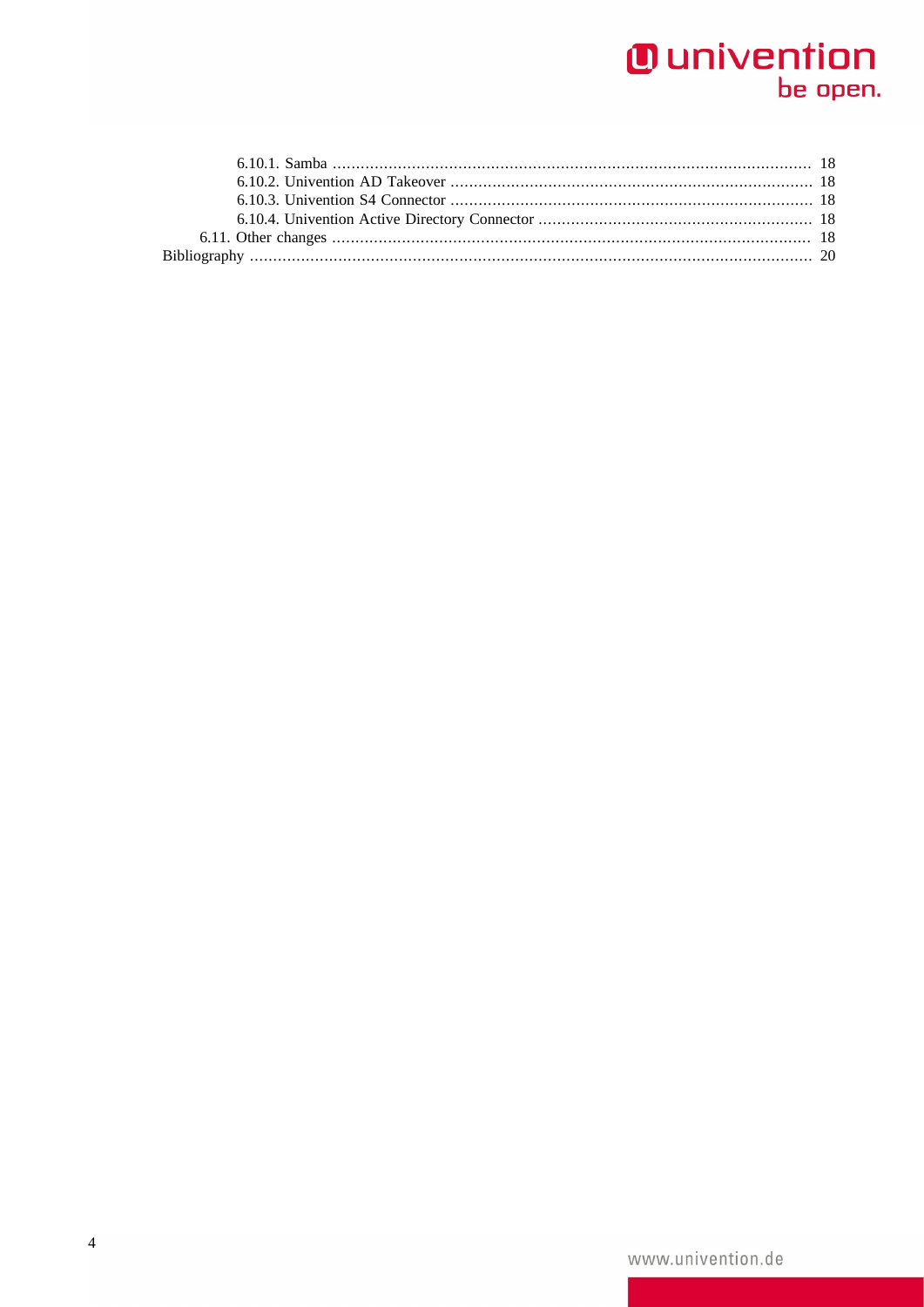- 6.10.1. Samba ..... 18
- 6.10.2. Univention AD Takeover ..... 18
- 6.10.3. Univention S4 Connector ..... 18
- 6.10.4. Univention Active Directory Connector ..... 18
- 6.11. Other changes ..... 18
- Bibliography ..... 20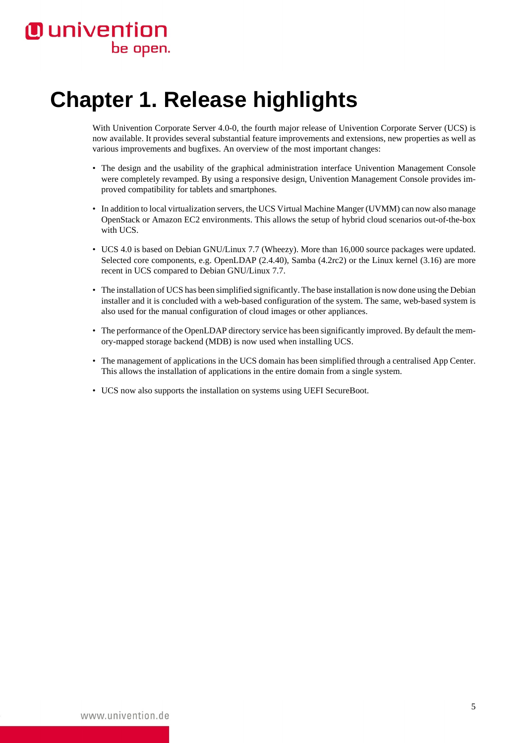# Chapter 1. Release highlights

With Univention Corporate Server 4.0-0, the fourth major release of Univention Corporate Server (UCS) is now available. It provides several substantial feature improvements and extensions, new properties as well as various improvements and bugfixes. An overview of the most important changes:

- The design and the usability of the graphical administration interface Univention Management Console were completely revamped. By using a responsive design, Univention Management Console provides improved compatibility for tablets and smartphones.
- In addition to local virtualization servers, the UCS Virtual Machine Manger (UVMM) can now also manage OpenStack or Amazon EC2 environments. This allows the setup of hybrid cloud scenarios out-of-the-box with UCS.
- UCS 4.0 is based on Debian GNU/Linux 7.7 (Wheezy). More than 16,000 source packages were updated. Selected core components, e.g. OpenLDAP (2.4.40), Samba (4.2rc2) or the Linux kernel (3.16) are more recent in UCS compared to Debian GNU/Linux 7.7.
- The installation of UCS has been simplified significantly. The base installation is now done using the Debian installer and it is concluded with a web-based configuration of the system. The same, web-based system is also used for the manual configuration of cloud images or other appliances.
- The performance of the OpenLDAP directory service has been significantly improved. By default the memory-mapped storage backend (MDB) is now used when installing UCS.
- The management of applications in the UCS domain has been simplified through a centralised App Center. This allows the installation of applications in the entire domain from a single system.
- UCS now also supports the installation on systems using UEFI SecureBoot.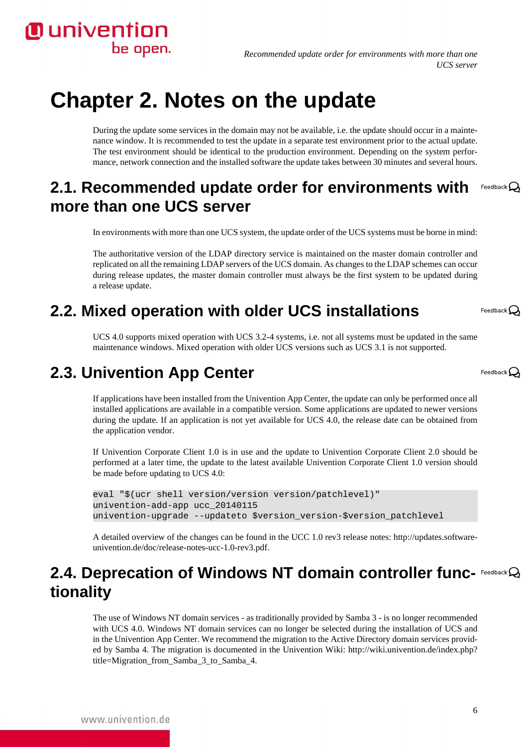# Chapter 2. Notes on the update

During the update some services in the domain may not be available, i.e. the update should occur in a maintenance window. It is recommended to test the update in a separate test environment prior to the actual update. The test environment should be identical to the production environment. Depending on the system performance, network connection and the installed software the update takes between 30 minutes and several hours.

## 2.1. Recommended update order for environments with more than one UCS server

In environments with more than one UCS system, the update order of the UCS systems must be borne in mind:

The authoritative version of the LDAP directory service is maintained on the master domain controller and replicated on all the remaining LDAP servers of the UCS domain. As changes to the LDAP schemes can occur during release updates, the master domain controller must always be the first system to be updated during a release update.

## 2.2. Mixed operation with older UCS installations

UCS 4.0 supports mixed operation with UCS 3.2-4 systems, i.e. not all systems must be updated in the same maintenance windows. Mixed operation with older UCS versions such as UCS 3.1 is not supported.

## 2.3. Univention App Center

If applications have been installed from the Univention App Center, the update can only be performed once all installed applications are available in a compatible version. Some applications are updated to newer versions during the update. If an application is not yet available for UCS 4.0, the release date can be obtained from the application vendor.

If Univention Corporate Client 1.0 is in use and the update to Univention Corporate Client 2.0 should be performed at a later time, the update to the latest available Univention Corporate Client 1.0 version should be made before updating to UCS 4.0:

```
eval "$(ucr shell version/version version/patchlevel)"
univention-add-app ucc_20140115
univention-upgrade --updateto $version_version-$version_patchlevel
```

A detailed overview of the changes can be found in the UCC 1.0 rev3 release notes: http://updates.software-univention.de/doc/release-notes-ucc-1.0-rev3.pdf.

## 2.4. Deprecation of Windows NT domain controller functionality

The use of Windows NT domain services - as traditionally provided by Samba 3 - is no longer recommended with UCS 4.0. Windows NT domain services can no longer be selected during the installation of UCS and in the Univention App Center. We recommend the migration to the Active Directory domain services provided by Samba 4. The migration is documented in the Univention Wiki: http://wiki.univention.de/index.php?title=Migration_from_Samba_3_to_Samba_4.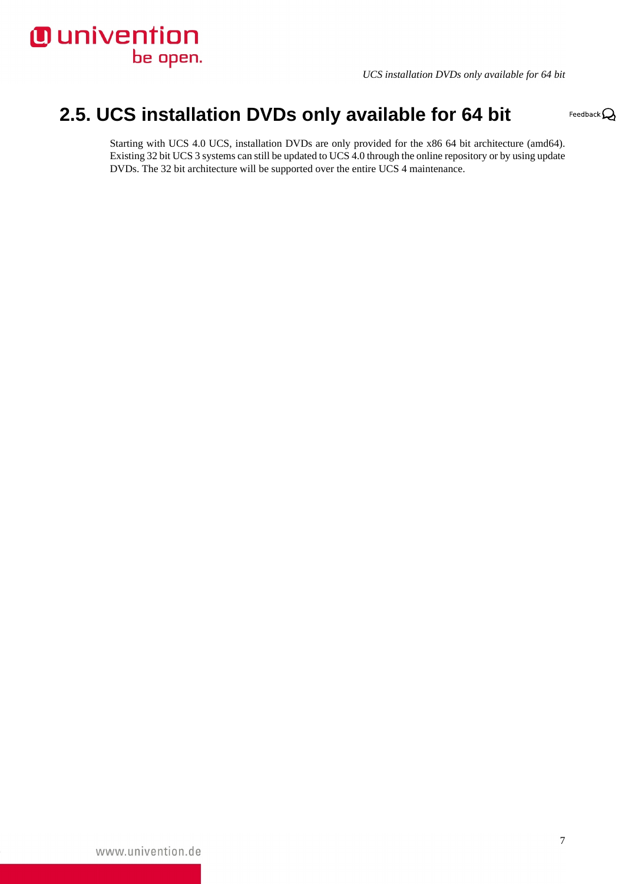## 2.5. UCS installation DVDs only available for 64 bit

Starting with UCS 4.0 UCS, installation DVDs are only provided for the x86 64 bit architecture (amd64). Existing 32 bit UCS 3 systems can still be updated to UCS 4.0 through the online repository or by using update DVDs. The 32 bit architecture will be supported over the entire UCS 4 maintenance.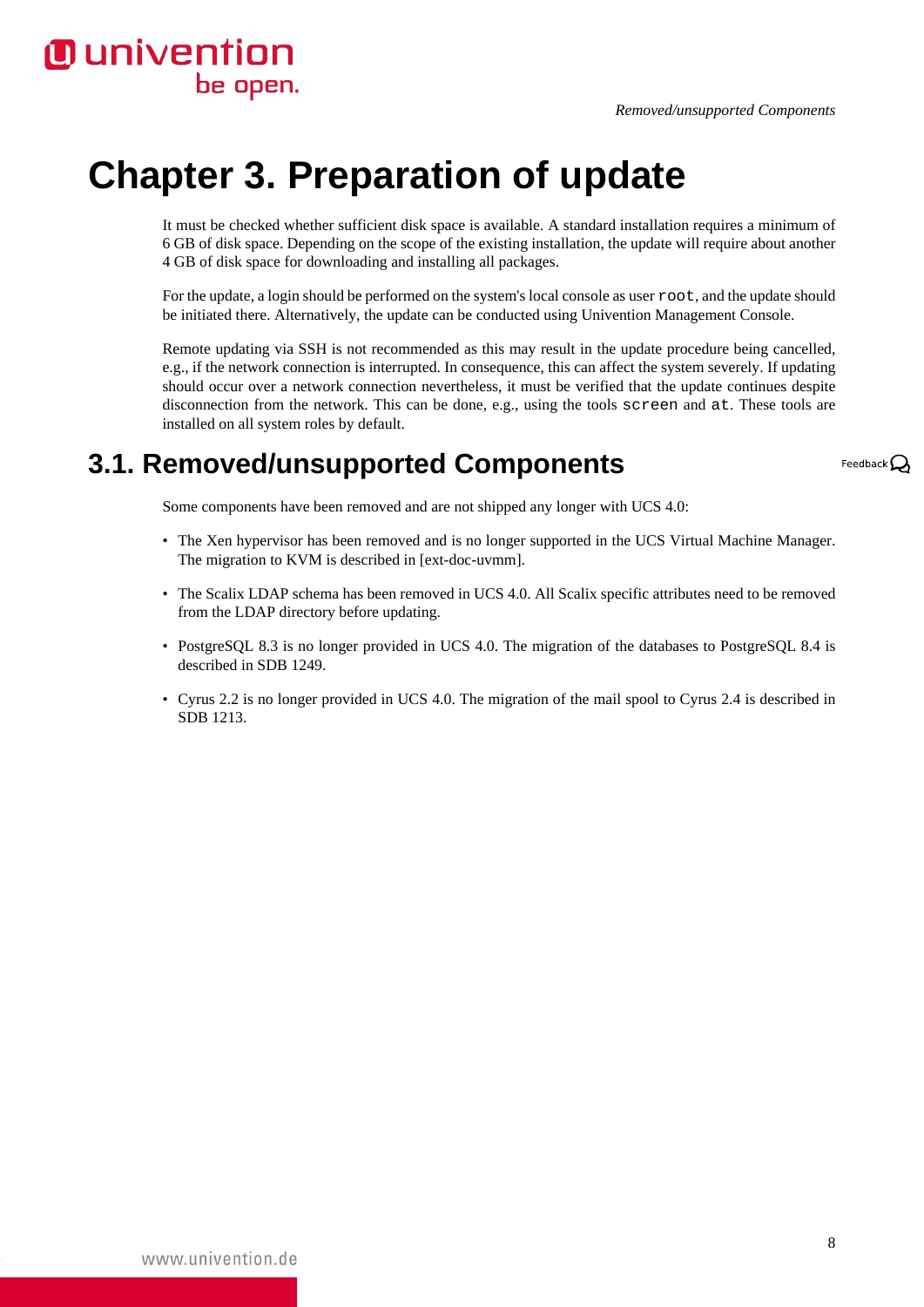# Chapter 3. Preparation of update

It must be checked whether sufficient disk space is available. A standard installation requires a minimum of 6 GB of disk space. Depending on the scope of the existing installation, the update will require about another 4 GB of disk space for downloading and installing all packages.

For the update, a login should be performed on the system's local console as user `root`, and the update should be initiated there. Alternatively, the update can be conducted using Univention Management Console.

Remote updating via SSH is not recommended as this may result in the update procedure being cancelled, e.g., if the network connection is interrupted. In consequence, this can affect the system severely. If updating should occur over a network connection nevertheless, it must be verified that the update continues despite disconnection from the network. This can be done, e.g., using the tools `screen` and `at`. These tools are installed on all system roles by default.

## 3.1. Removed/unsupported Components

Some components have been removed and are not shipped any longer with UCS 4.0:

- The Xen hypervisor has been removed and is no longer supported in the UCS Virtual Machine Manager. The migration to KVM is described in [ext-doc-uvmm].
- The Scalix LDAP schema has been removed in UCS 4.0. All Scalix specific attributes need to be removed from the LDAP directory before updating.
- PostgreSQL 8.3 is no longer provided in UCS 4.0. The migration of the databases to PostgreSQL 8.4 is described in SDB 1249.
- Cyrus 2.2 is no longer provided in UCS 4.0. The migration of the mail spool to Cyrus 2.4 is described in SDB 1213.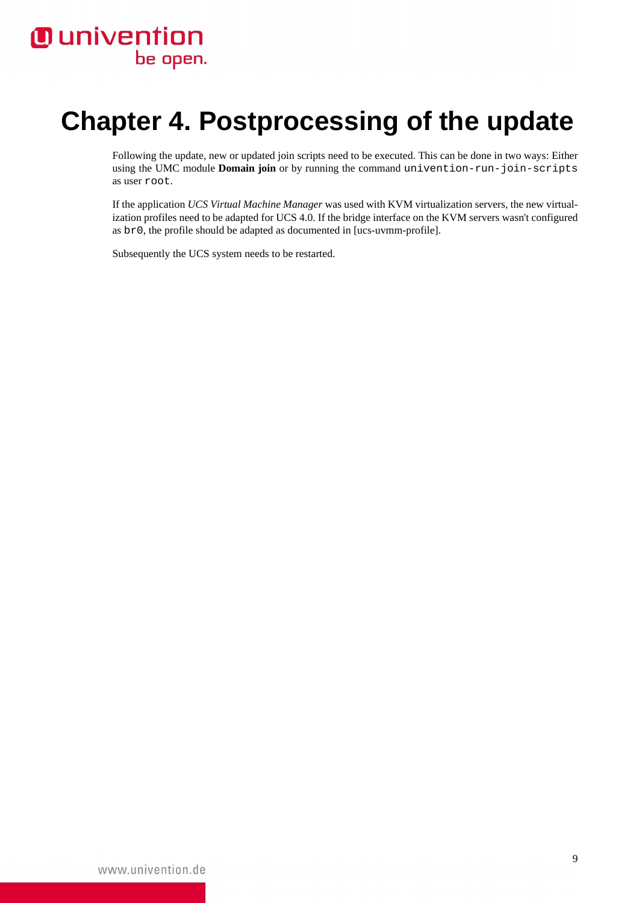# Chapter 4. Postprocessing of the update

Following the update, new or updated join scripts need to be executed. This can be done in two ways: Either using the UMC module **Domain join** or by running the command `univention-run-join-scripts` as user `root`.

If the application *UCS Virtual Machine Manager* was used with KVM virtualization servers, the new virtualization profiles need to be adapted for UCS 4.0. If the bridge interface on the KVM servers wasn't configured as `br0`, the profile should be adapted as documented in [ucs-uvmm-profile].

Subsequently the UCS system needs to be restarted.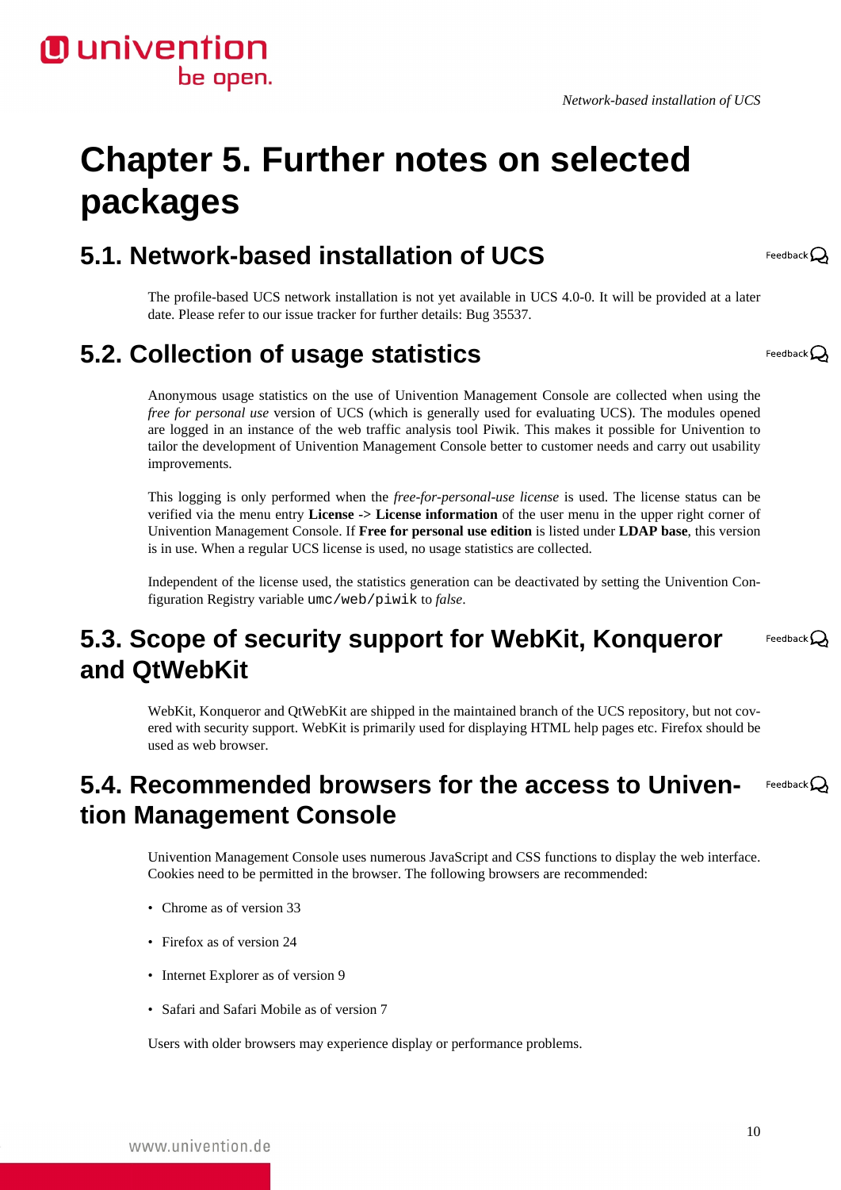# Chapter 5. Further notes on selected packages

## 5.1. Network-based installation of UCS

The profile-based UCS network installation is not yet available in UCS 4.0-0. It will be provided at a later date. Please refer to our issue tracker for further details: Bug 35537.

## 5.2. Collection of usage statistics

Anonymous usage statistics on the use of Univention Management Console are collected when using the *free for personal use* version of UCS (which is generally used for evaluating UCS). The modules opened are logged in an instance of the web traffic analysis tool Piwik. This makes it possible for Univention to tailor the development of Univention Management Console better to customer needs and carry out usability improvements.

This logging is only performed when the *free-for-personal-use license* is used. The license status can be verified via the menu entry **License** -> **License information** of the user menu in the upper right corner of Univention Management Console. If **Free for personal use edition** is listed under **LDAP base**, this version is in use. When a regular UCS license is used, no usage statistics are collected.

Independent of the license used, the statistics generation can be deactivated by setting the Univention Configuration Registry variable `umc/web/piwik` to *false*.

## 5.3. Scope of security support for WebKit, Konqueror and QtWebKit

WebKit, Konqueror and QtWebKit are shipped in the maintained branch of the UCS repository, but not covered with security support. WebKit is primarily used for displaying HTML help pages etc. Firefox should be used as web browser.

## 5.4. Recommended browsers for the access to Univention Management Console

Univention Management Console uses numerous JavaScript and CSS functions to display the web interface. Cookies need to be permitted in the browser. The following browsers are recommended:

- Chrome as of version 33
- Firefox as of version 24
- Internet Explorer as of version 9
- Safari and Safari Mobile as of version 7

Users with older browsers may experience display or performance problems.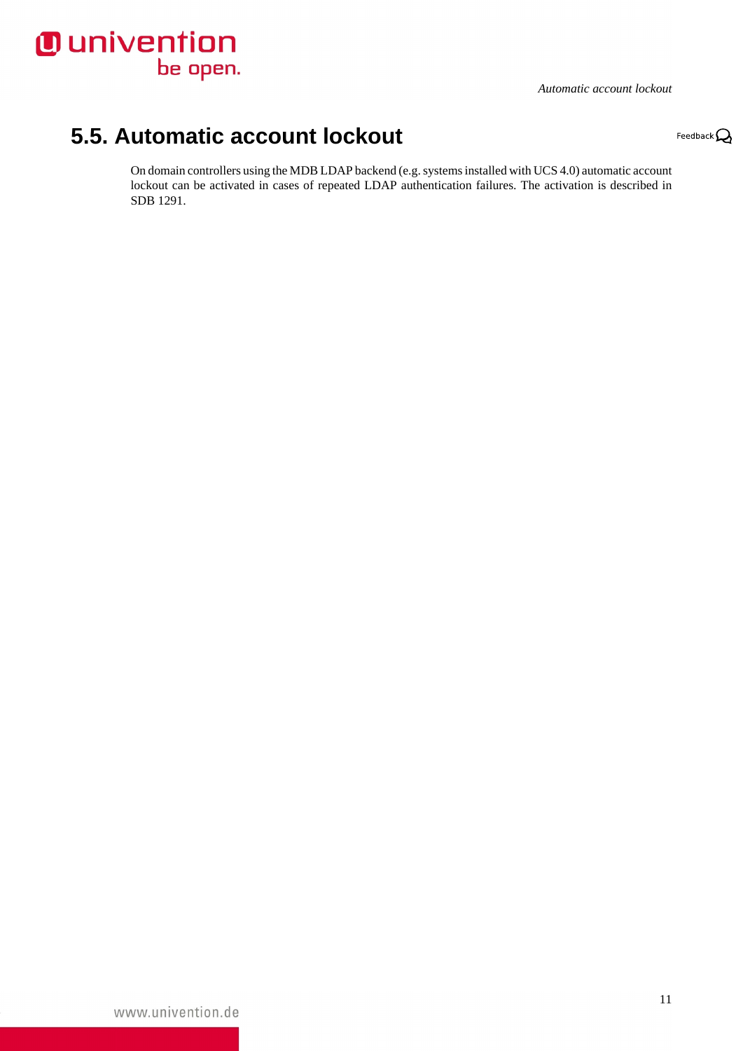## 5.5. Automatic account lockout

On domain controllers using the MDB LDAP backend (e.g. systems installed with UCS 4.0) automatic account lockout can be activated in cases of repeated LDAP authentication failures. The activation is described in SDB 1291.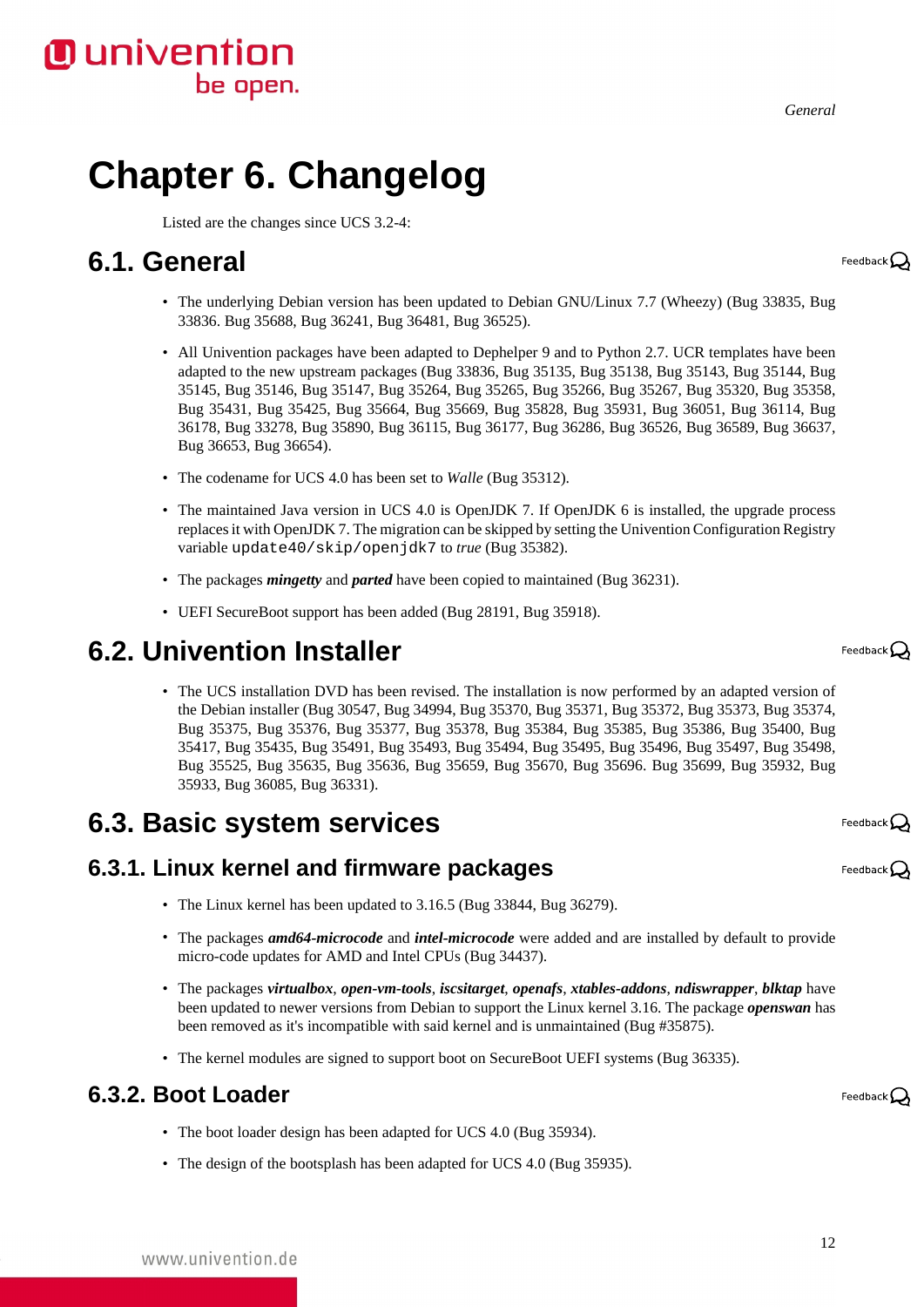# Chapter 6. Changelog

Listed are the changes since UCS 3.2-4:

## 6.1. General

- The underlying Debian version has been updated to Debian GNU/Linux 7.7 (Wheezy) (Bug 33835, Bug 33836. Bug 35688, Bug 36241, Bug 36481, Bug 36525).
- All Univention packages have been adapted to Dephelper 9 and to Python 2.7. UCR templates have been adapted to the new upstream packages (Bug 33836, Bug 35135, Bug 35138, Bug 35143, Bug 35144, Bug 35145, Bug 35146, Bug 35147, Bug 35264, Bug 35265, Bug 35266, Bug 35267, Bug 35320, Bug 35358, Bug 35431, Bug 35425, Bug 35664, Bug 35669, Bug 35828, Bug 35931, Bug 36051, Bug 36114, Bug 36178, Bug 33278, Bug 35890, Bug 36115, Bug 36177, Bug 36286, Bug 36526, Bug 36589, Bug 36637, Bug 36653, Bug 36654).
- The codename for UCS 4.0 has been set to *Walle* (Bug 35312).
- The maintained Java version in UCS 4.0 is OpenJDK 7. If OpenJDK 6 is installed, the upgrade process replaces it with OpenJDK 7. The migration can be skipped by setting the Univention Configuration Registry variable `update40/skip/openjdk7` to *true* (Bug 35382).
- The packages ***mingetty*** and ***parted*** have been copied to maintained (Bug 36231).
- UEFI SecureBoot support has been added (Bug 28191, Bug 35918).

## 6.2. Univention Installer

- The UCS installation DVD has been revised. The installation is now performed by an adapted version of the Debian installer (Bug 30547, Bug 34994, Bug 35370, Bug 35371, Bug 35372, Bug 35373, Bug 35374, Bug 35375, Bug 35376, Bug 35377, Bug 35378, Bug 35384, Bug 35385, Bug 35386, Bug 35400, Bug 35417, Bug 35435, Bug 35491, Bug 35493, Bug 35494, Bug 35495, Bug 35496, Bug 35497, Bug 35498, Bug 35525, Bug 35635, Bug 35636, Bug 35659, Bug 35670, Bug 35696. Bug 35699, Bug 35932, Bug 35933, Bug 36085, Bug 36331).

## 6.3. Basic system services

### 6.3.1. Linux kernel and firmware packages

- The Linux kernel has been updated to 3.16.5 (Bug 33844, Bug 36279).
- The packages ***amd64-microcode*** and ***intel-microcode*** were added and are installed by default to provide micro-code updates for AMD and Intel CPUs (Bug 34437).
- The packages ***virtualbox***, ***open-vm-tools***, ***iscsitarget***, ***openafs***, ***xtables-addons***, ***ndiswrapper***, ***blktap*** have been updated to newer versions from Debian to support the Linux kernel 3.16. The package ***openswan*** has been removed as it's incompatible with said kernel and is unmaintained (Bug #35875).
- The kernel modules are signed to support boot on SecureBoot UEFI systems (Bug 36335).

### 6.3.2. Boot Loader

- The boot loader design has been adapted for UCS 4.0 (Bug 35934).
- The design of the bootsplash has been adapted for UCS 4.0 (Bug 35935).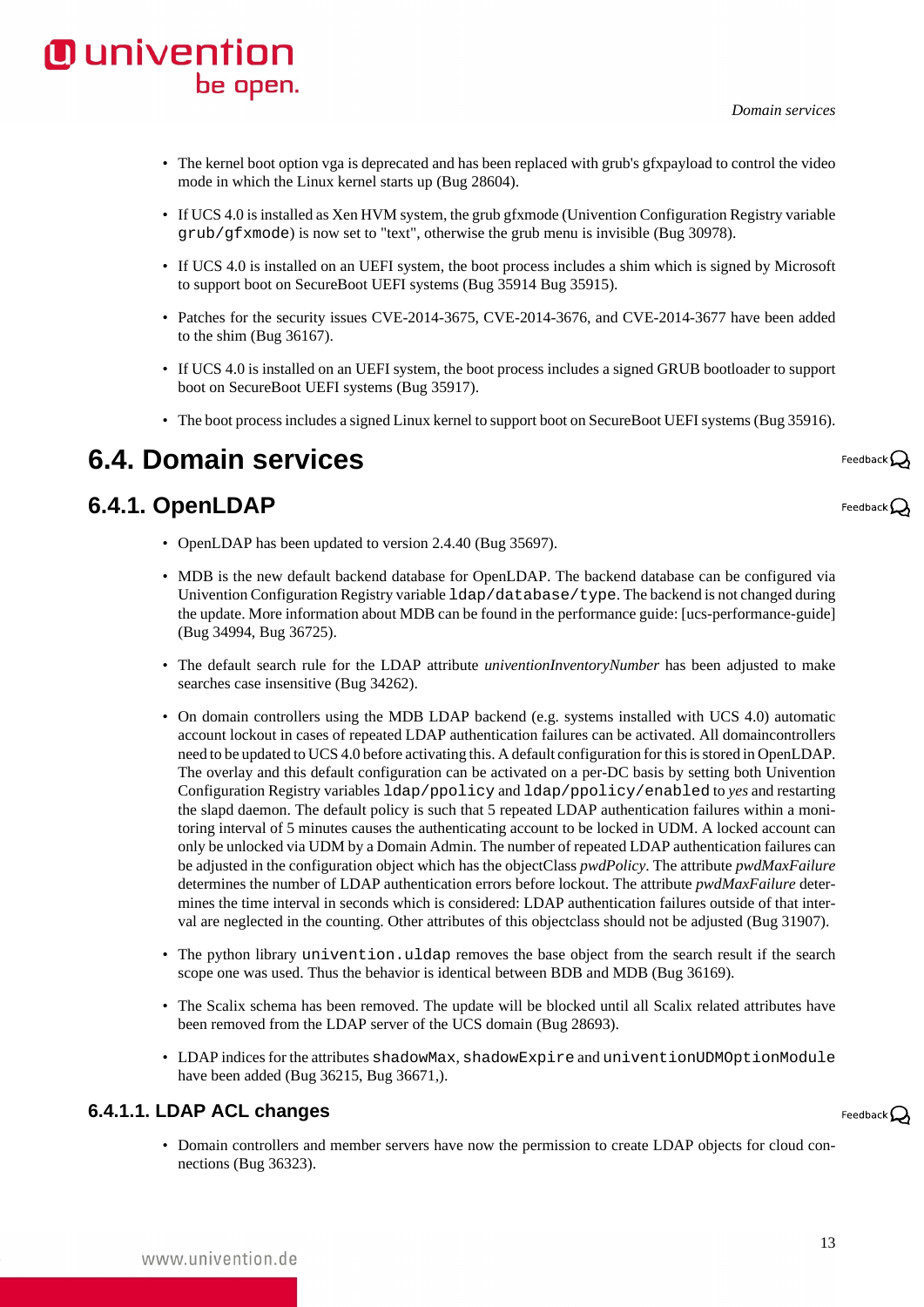- The kernel boot option vga is deprecated and has been replaced with grub's gfxpayload to control the video mode in which the Linux kernel starts up (Bug 28604).
- If UCS 4.0 is installed as Xen HVM system, the grub gfxmode (Univention Configuration Registry variable `grub/gfxmode`) is now set to "text", otherwise the grub menu is invisible (Bug 30978).
- If UCS 4.0 is installed on an UEFI system, the boot process includes a shim which is signed by Microsoft to support boot on SecureBoot UEFI systems (Bug 35914 Bug 35915).
- Patches for the security issues CVE-2014-3675, CVE-2014-3676, and CVE-2014-3677 have been added to the shim (Bug 36167).
- If UCS 4.0 is installed on an UEFI system, the boot process includes a signed GRUB bootloader to support boot on SecureBoot UEFI systems (Bug 35917).
- The boot process includes a signed Linux kernel to support boot on SecureBoot UEFI systems (Bug 35916).

## 6.4. Domain services

### 6.4.1. OpenLDAP

- OpenLDAP has been updated to version 2.4.40 (Bug 35697).
- MDB is the new default backend database for OpenLDAP. The backend database can be configured via Univention Configuration Registry variable `ldap/database/type`. The backend is not changed during the update. More information about MDB can be found in the performance guide: [ucs-performance-guide] (Bug 34994, Bug 36725).
- The default search rule for the LDAP attribute *univentionInventoryNumber* has been adjusted to make searches case insensitive (Bug 34262).
- On domain controllers using the MDB LDAP backend (e.g. systems installed with UCS 4.0) automatic account lockout in cases of repeated LDAP authentication failures can be activated. All domaincontrollers need to be updated to UCS 4.0 before activating this. A default configuration for this is stored in OpenLDAP. The overlay and this default configuration can be activated on a per-DC basis by setting both Univention Configuration Registry variables `ldap/ppolicy` and `ldap/ppolicy/enabled` to *yes* and restarting the slapd daemon. The default policy is such that 5 repeated LDAP authentication failures within a monitoring interval of 5 minutes causes the authenticating account to be locked in UDM. A locked account can only be unlocked via UDM by a Domain Admin. The number of repeated LDAP authentication failures can be adjusted in the configuration object which has the objectClass *pwdPolicy*. The attribute *pwdMaxFailure* determines the number of LDAP authentication errors before lockout. The attribute *pwdMaxFailure* determines the time interval in seconds which is considered: LDAP authentication failures outside of that interval are neglected in the counting. Other attributes of this objectclass should not be adjusted (Bug 31907).
- The python library `univention.uldap` removes the base object from the search result if the search scope one was used. Thus the behavior is identical between BDB and MDB (Bug 36169).
- The Scalix schema has been removed. The update will be blocked until all Scalix related attributes have been removed from the LDAP server of the UCS domain (Bug 28693).
- LDAP indices for the attributes `shadowMax`, `shadowExpire` and `univentionUDMOptionModule` have been added (Bug 36215, Bug 36671,).

#### 6.4.1.1. LDAP ACL changes

- Domain controllers and member servers have now the permission to create LDAP objects for cloud connections (Bug 36323).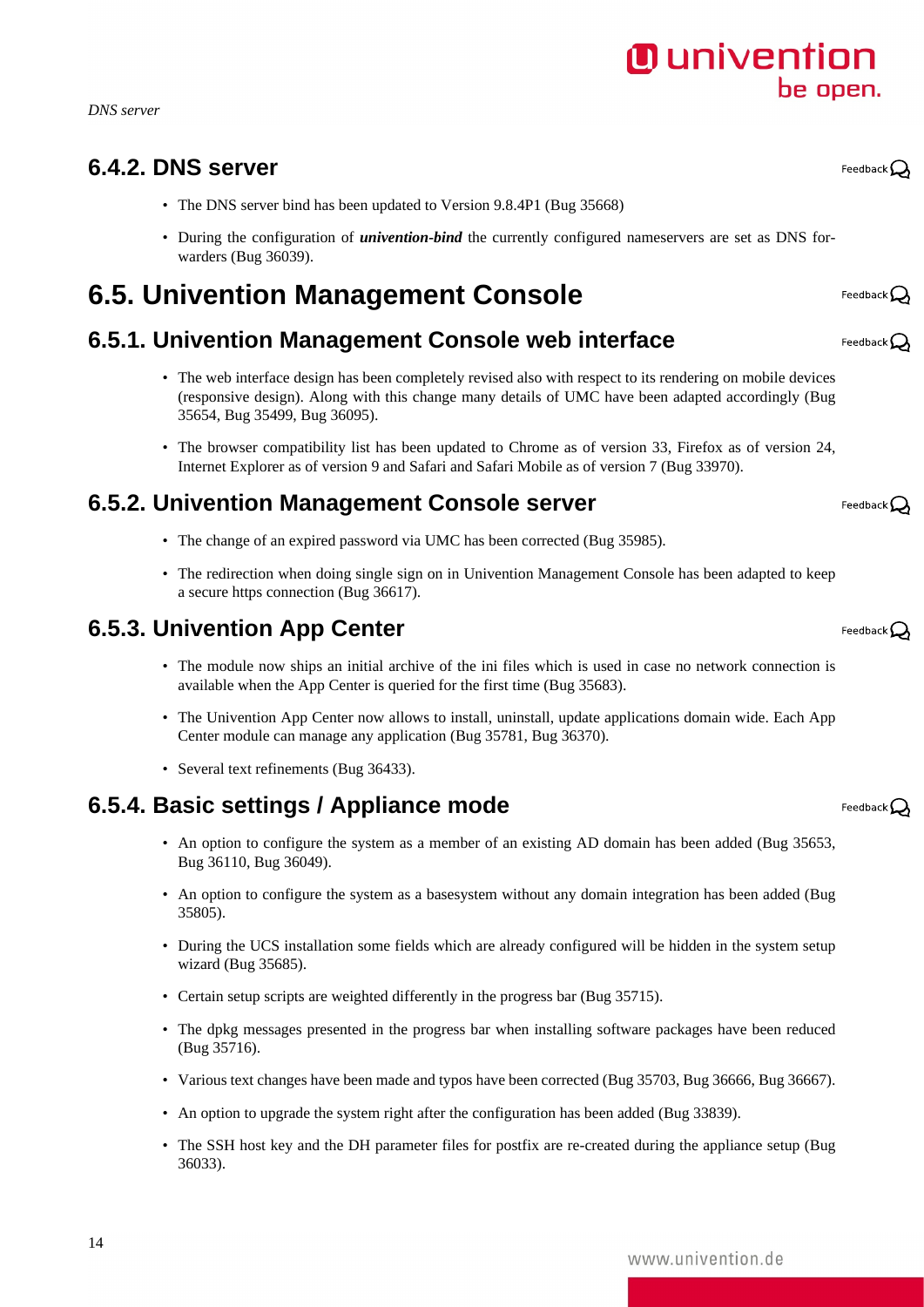### 6.4.2. DNS server

- The DNS server bind has been updated to Version 9.8.4P1 (Bug 35668)
- During the configuration of ***univention-bind*** the currently configured nameservers are set as DNS forwarders (Bug 36039).

## 6.5. Univention Management Console

### 6.5.1. Univention Management Console web interface

- The web interface design has been completely revised also with respect to its rendering on mobile devices (responsive design). Along with this change many details of UMC have been adapted accordingly (Bug 35654, Bug 35499, Bug 36095).
- The browser compatibility list has been updated to Chrome as of version 33, Firefox as of version 24, Internet Explorer as of version 9 and Safari and Safari Mobile as of version 7 (Bug 33970).

### 6.5.2. Univention Management Console server

- The change of an expired password via UMC has been corrected (Bug 35985).
- The redirection when doing single sign on in Univention Management Console has been adapted to keep a secure https connection (Bug 36617).

### 6.5.3. Univention App Center

- The module now ships an initial archive of the ini files which is used in case no network connection is available when the App Center is queried for the first time (Bug 35683).
- The Univention App Center now allows to install, uninstall, update applications domain wide. Each App Center module can manage any application (Bug 35781, Bug 36370).
- Several text refinements (Bug 36433).

### 6.5.4. Basic settings / Appliance mode

- An option to configure the system as a member of an existing AD domain has been added (Bug 35653, Bug 36110, Bug 36049).
- An option to configure the system as a basesystem without any domain integration has been added (Bug 35805).
- During the UCS installation some fields which are already configured will be hidden in the system setup wizard (Bug 35685).
- Certain setup scripts are weighted differently in the progress bar (Bug 35715).
- The dpkg messages presented in the progress bar when installing software packages have been reduced (Bug 35716).
- Various text changes have been made and typos have been corrected (Bug 35703, Bug 36666, Bug 36667).
- An option to upgrade the system right after the configuration has been added (Bug 33839).
- The SSH host key and the DH parameter files for postfix are re-created during the appliance setup (Bug 36033).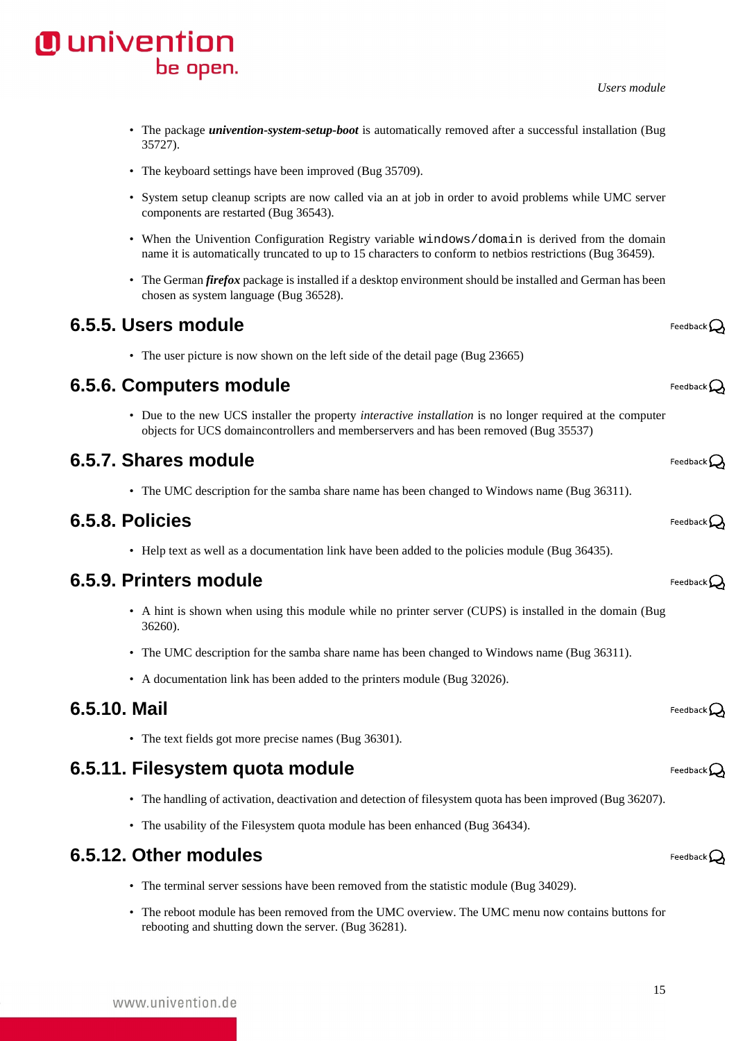- The package ***univention-system-setup-boot*** is automatically removed after a successful installation (Bug 35727).
- The keyboard settings have been improved (Bug 35709).
- System setup cleanup scripts are now called via an at job in order to avoid problems while UMC server components are restarted (Bug 36543).
- When the Univention Configuration Registry variable `windows/domain` is derived from the domain name it is automatically truncated to up to 15 characters to conform to netbios restrictions (Bug 36459).
- The German ***firefox*** package is installed if a desktop environment should be installed and German has been chosen as system language (Bug 36528).

### 6.5.5. Users module

- The user picture is now shown on the left side of the detail page (Bug 23665)

### 6.5.6. Computers module

- Due to the new UCS installer the property *interactive installation* is no longer required at the computer objects for UCS domaincontrollers and memberservers and has been removed (Bug 35537)

### 6.5.7. Shares module

- The UMC description for the samba share name has been changed to Windows name (Bug 36311).

### 6.5.8. Policies

- Help text as well as a documentation link have been added to the policies module (Bug 36435).

### 6.5.9. Printers module

- A hint is shown when using this module while no printer server (CUPS) is installed in the domain (Bug 36260).
- The UMC description for the samba share name has been changed to Windows name (Bug 36311).
- A documentation link has been added to the printers module (Bug 32026).

### 6.5.10. Mail

- The text fields got more precise names (Bug 36301).

### 6.5.11. Filesystem quota module

- The handling of activation, deactivation and detection of filesystem quota has been improved (Bug 36207).
- The usability of the Filesystem quota module has been enhanced (Bug 36434).

### 6.5.12. Other modules

- The terminal server sessions have been removed from the statistic module (Bug 34029).
- The reboot module has been removed from the UMC overview. The UMC menu now contains buttons for rebooting and shutting down the server. (Bug 36281).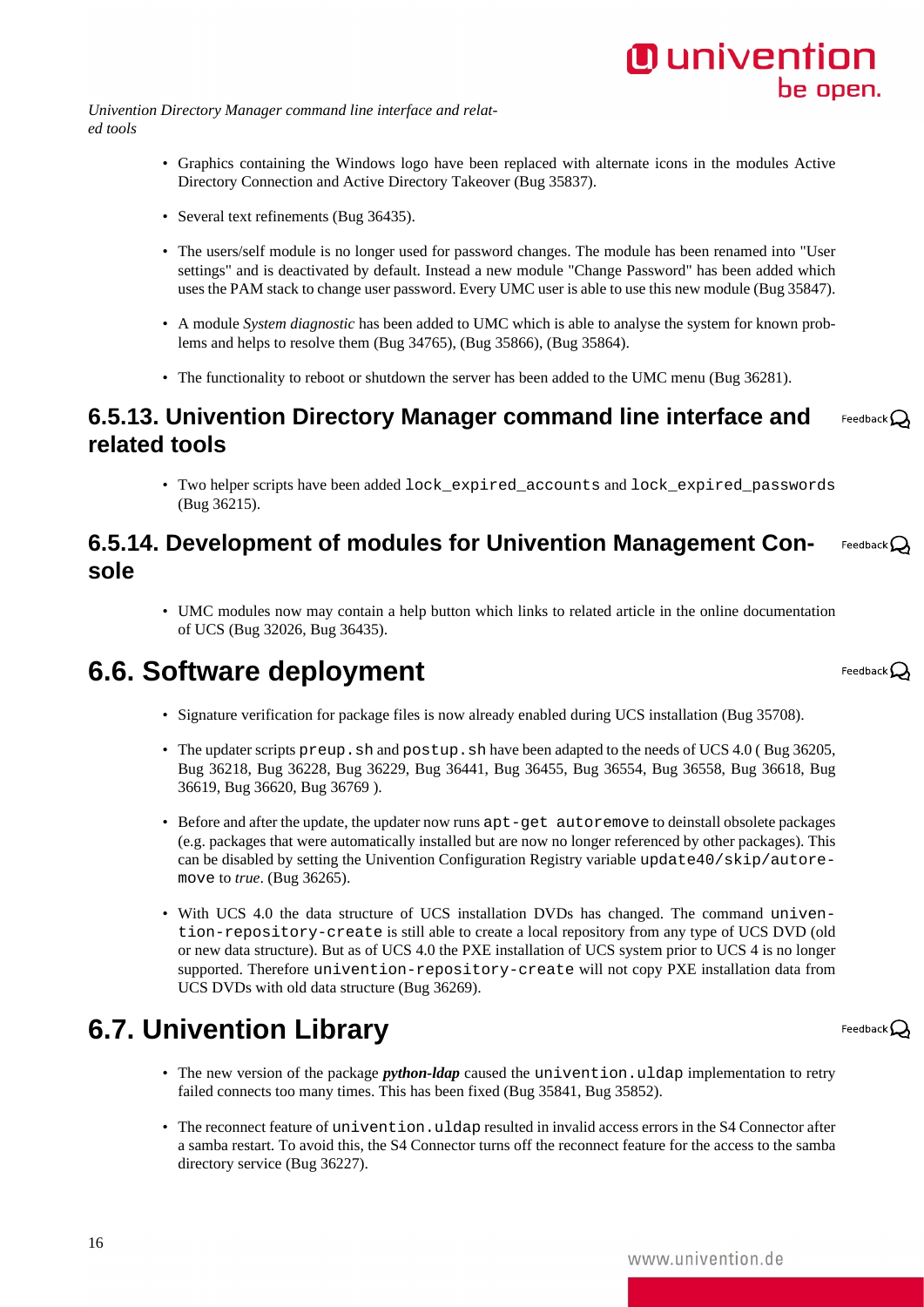- Graphics containing the Windows logo have been replaced with alternate icons in the modules Active Directory Connection and Active Directory Takeover (Bug 35837).

- Several text refinements (Bug 36435).

- The users/self module is no longer used for password changes. The module has been renamed into "User settings" and is deactivated by default. Instead a new module "Change Password" has been added which uses the PAM stack to change user password. Every UMC user is able to use this new module (Bug 35847).

- A module *System diagnostic* has been added to UMC which is able to analyse the system for known problems and helps to resolve them (Bug 34765), (Bug 35866), (Bug 35864).

- The functionality to reboot or shutdown the server has been added to the UMC menu (Bug 36281).

### 6.5.13. Univention Directory Manager command line interface and related tools

- Two helper scripts have been added `lock_expired_accounts` and `lock_expired_passwords` (Bug 36215).

### 6.5.14. Development of modules for Univention Management Console

- UMC modules now may contain a help button which links to related article in the online documentation of UCS (Bug 32026, Bug 36435).

## 6.6. Software deployment

- Signature verification for package files is now already enabled during UCS installation (Bug 35708).

- The updater scripts `preup.sh` and `postup.sh` have been adapted to the needs of UCS 4.0 ( Bug 36205, Bug 36218, Bug 36228, Bug 36229, Bug 36441, Bug 36455, Bug 36554, Bug 36558, Bug 36618, Bug 36619, Bug 36620, Bug 36769 ).

- Before and after the update, the updater now runs `apt-get autoremove` to deinstall obsolete packages (e.g. packages that were automatically installed but are now no longer referenced by other packages). This can be disabled by setting the Univention Configuration Registry variable `update40/skip/autoremove` to *true*. (Bug 36265).

- With UCS 4.0 the data structure of UCS installation DVDs has changed. The command `univention-repository-create` is still able to create a local repository from any type of UCS DVD (old or new data structure). But as of UCS 4.0 the PXE installation of UCS system prior to UCS 4 is no longer supported. Therefore `univention-repository-create` will not copy PXE installation data from UCS DVDs with old data structure (Bug 36269).

## 6.7. Univention Library

- The new version of the package ***python-ldap*** caused the `univention.uldap` implementation to retry failed connects too many times. This has been fixed (Bug 35841, Bug 35852).

- The reconnect feature of `univention.uldap` resulted in invalid access errors in the S4 Connector after a samba restart. To avoid this, the S4 Connector turns off the reconnect feature for the access to the samba directory service (Bug 36227).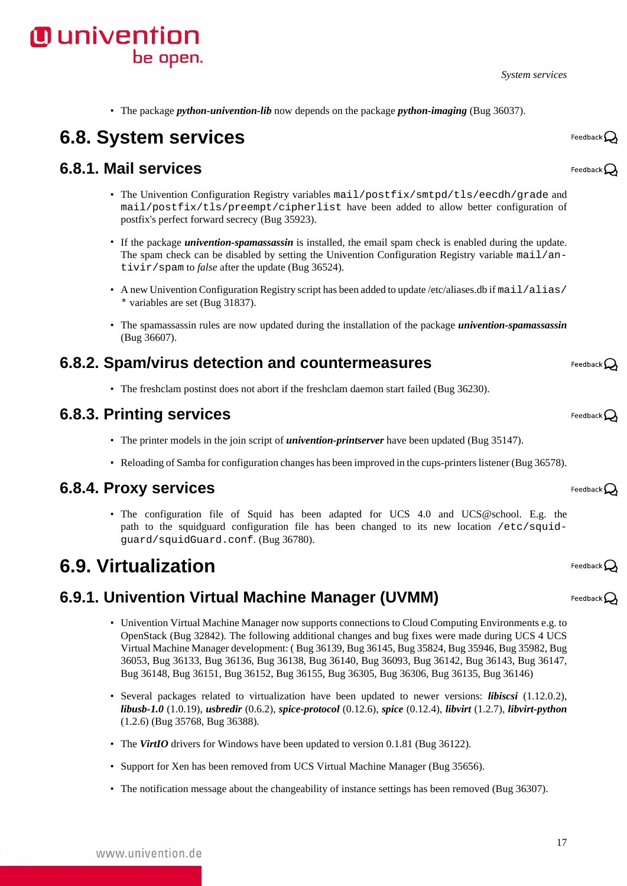- The package ***python-univention-lib*** now depends on the package ***python-imaging*** (Bug 36037).

## 6.8. System services

### 6.8.1. Mail services

- The Univention Configuration Registry variables `mail/postfix/smtpd/tls/eecdh/grade` and `mail/postfix/tls/preempt/cipherlist` have been added to allow better configuration of postfix's perfect forward secrecy (Bug 35923).

- If the package ***univention-spamassassin*** is installed, the email spam check is enabled during the update. The spam check can be disabled by setting the Univention Configuration Registry variable `mail/antivir/spam` to *false* after the update (Bug 36524).

- A new Univention Configuration Registry script has been added to update /etc/aliases.db if `mail/alias/*` variables are set (Bug 31837).

- The spamassassin rules are now updated during the installation of the package ***univention-spamassassin*** (Bug 36607).

### 6.8.2. Spam/virus detection and countermeasures

- The freshclam postinst does not abort if the freshclam daemon start failed (Bug 36230).

### 6.8.3. Printing services

- The printer models in the join script of ***univention-printserver*** have been updated (Bug 35147).

- Reloading of Samba for configuration changes has been improved in the cups-printers listener (Bug 36578).

### 6.8.4. Proxy services

- The configuration file of Squid has been adapted for UCS 4.0 and UCS@school. E.g. the path to the squidguard configuration file has been changed to its new location `/etc/squidguard/squidGuard.conf`. (Bug 36780).

## 6.9. Virtualization

### 6.9.1. Univention Virtual Machine Manager (UVMM)

- Univention Virtual Machine Manager now supports connections to Cloud Computing Environments e.g. to OpenStack (Bug 32842). The following additional changes and bug fixes were made during UCS 4 UCS Virtual Machine Manager development: ( Bug 36139, Bug 36145, Bug 35824, Bug 35946, Bug 35982, Bug 36053, Bug 36133, Bug 36136, Bug 36138, Bug 36140, Bug 36093, Bug 36142, Bug 36143, Bug 36147, Bug 36148, Bug 36151, Bug 36152, Bug 36155, Bug 36305, Bug 36306, Bug 36135, Bug 36146)

- Several packages related to virtualization have been updated to newer versions: ***libiscsi*** (1.12.0.2), ***libusb-1.0*** (1.0.19), ***usbredir*** (0.6.2), ***spice-protocol*** (0.12.6), ***spice*** (0.12.4), ***libvirt*** (1.2.7), ***libvirt-python*** (1.2.6) (Bug 35768, Bug 36388).

- The ***VirtIO*** drivers for Windows have been updated to version 0.1.81 (Bug 36122).

- Support for Xen has been removed from UCS Virtual Machine Manager (Bug 35656).

- The notification message about the changeability of instance settings has been removed (Bug 36307).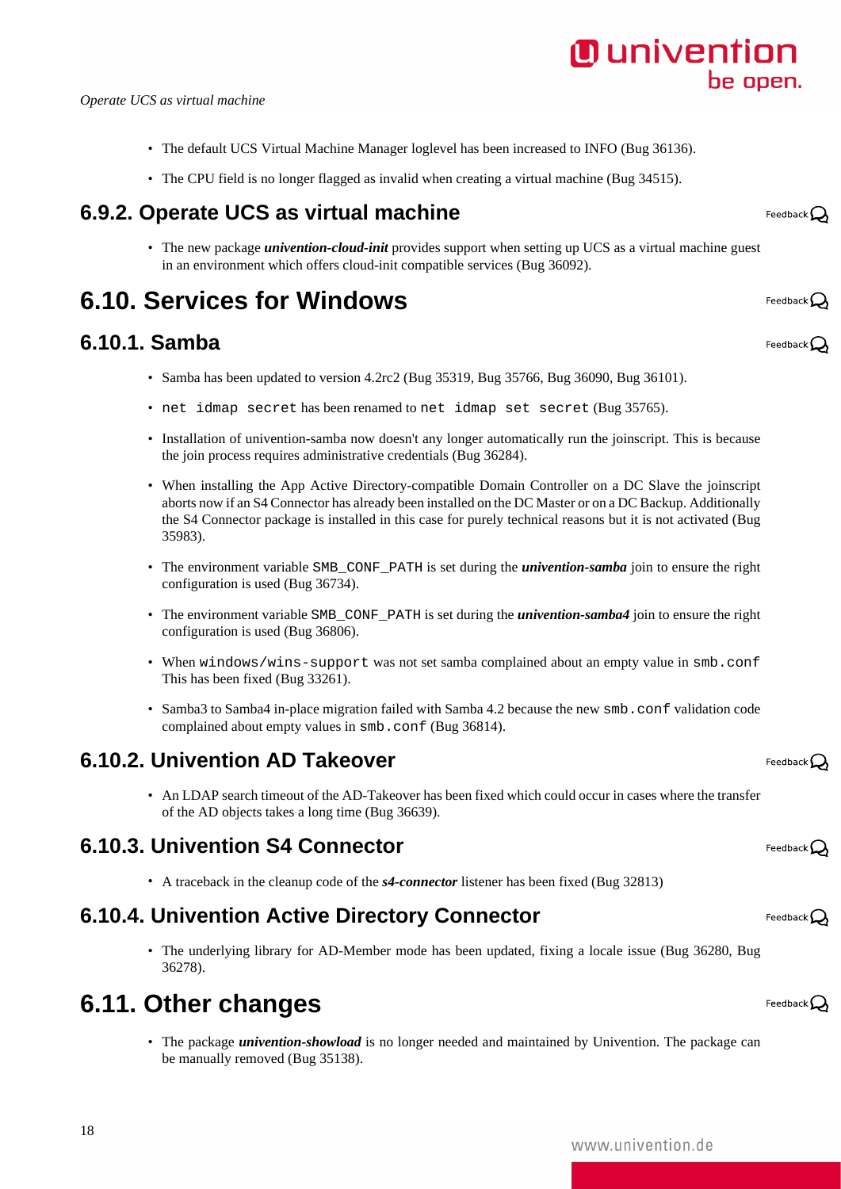- The default UCS Virtual Machine Manager loglevel has been increased to INFO (Bug 36136).
- The CPU field is no longer flagged as invalid when creating a virtual machine (Bug 34515).

### 6.9.2. Operate UCS as virtual machine

- The new package ***univention-cloud-init*** provides support when setting up UCS as a virtual machine guest in an environment which offers cloud-init compatible services (Bug 36092).

## 6.10. Services for Windows

### 6.10.1. Samba

- Samba has been updated to version 4.2rc2 (Bug 35319, Bug 35766, Bug 36090, Bug 36101).
- `net idmap secret` has been renamed to `net idmap set secret` (Bug 35765).
- Installation of univention-samba now doesn't any longer automatically run the joinscript. This is because the join process requires administrative credentials (Bug 36284).
- When installing the App Active Directory-compatible Domain Controller on a DC Slave the joinscript aborts now if an S4 Connector has already been installed on the DC Master or on a DC Backup. Additionally the S4 Connector package is installed in this case for purely technical reasons but it is not activated (Bug 35983).
- The environment variable `SMB_CONF_PATH` is set during the ***univention-samba*** join to ensure the right configuration is used (Bug 36734).
- The environment variable `SMB_CONF_PATH` is set during the ***univention-samba4*** join to ensure the right configuration is used (Bug 36806).
- When `windows/wins-support` was not set samba complained about an empty value in `smb.conf` This has been fixed (Bug 33261).
- Samba3 to Samba4 in-place migration failed with Samba 4.2 because the new `smb.conf` validation code complained about empty values in `smb.conf` (Bug 36814).

### 6.10.2. Univention AD Takeover

- An LDAP search timeout of the AD-Takeover has been fixed which could occur in cases where the transfer of the AD objects takes a long time (Bug 36639).

### 6.10.3. Univention S4 Connector

- A traceback in the cleanup code of the ***s4-connector*** listener has been fixed (Bug 32813)

### 6.10.4. Univention Active Directory Connector

- The underlying library for AD-Member mode has been updated, fixing a locale issue (Bug 36280, Bug 36278).

## 6.11. Other changes

- The package ***univention-showload*** is no longer needed and maintained by Univention. The package can be manually removed (Bug 35138).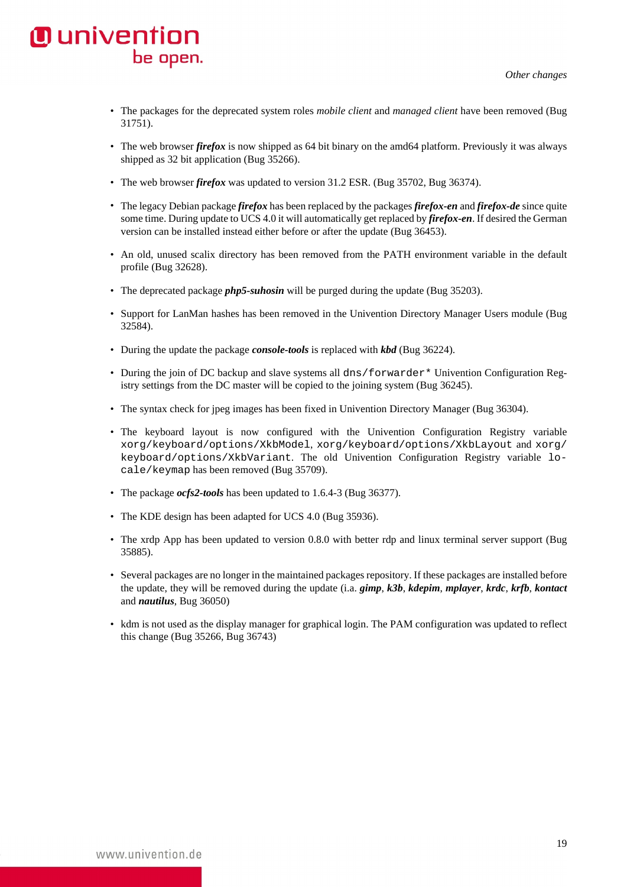- The packages for the deprecated system roles *mobile client* and *managed client* have been removed (Bug 31751).
- The web browser ***firefox*** is now shipped as 64 bit binary on the amd64 platform. Previously it was always shipped as 32 bit application (Bug 35266).
- The web browser ***firefox*** was updated to version 31.2 ESR. (Bug 35702, Bug 36374).
- The legacy Debian package ***firefox*** has been replaced by the packages ***firefox-en*** and ***firefox-de*** since quite some time. During update to UCS 4.0 it will automatically get replaced by ***firefox-en***. If desired the German version can be installed instead either before or after the update (Bug 36453).
- An old, unused scalix directory has been removed from the PATH environment variable in the default profile (Bug 32628).
- The deprecated package ***php5-suhosin*** will be purged during the update (Bug 35203).
- Support for LanMan hashes has been removed in the Univention Directory Manager Users module (Bug 32584).
- During the update the package ***console-tools*** is replaced with ***kbd*** (Bug 36224).
- During the join of DC backup and slave systems all `dns/forwarder*` Univention Configuration Registry settings from the DC master will be copied to the joining system (Bug 36245).
- The syntax check for jpeg images has been fixed in Univention Directory Manager (Bug 36304).
- The keyboard layout is now configured with the Univention Configuration Registry variable `xorg/keyboard/options/XkbModel`, `xorg/keyboard/options/XkbLayout` and `xorg/keyboard/options/XkbVariant`. The old Univention Configuration Registry variable `locale/keymap` has been removed (Bug 35709).
- The package ***ocfs2-tools*** has been updated to 1.6.4-3 (Bug 36377).
- The KDE design has been adapted for UCS 4.0 (Bug 35936).
- The xrdp App has been updated to version 0.8.0 with better rdp and linux terminal server support (Bug 35885).
- Several packages are no longer in the maintained packages repository. If these packages are installed before the update, they will be removed during the update (i.a. ***gimp***, ***k3b***, ***kdepim***, ***mplayer***, ***krdc***, ***krfb***, ***kontact*** and ***nautilus***, Bug 36050)
- kdm is not used as the display manager for graphical login. The PAM configuration was updated to reflect this change (Bug 35266, Bug 36743)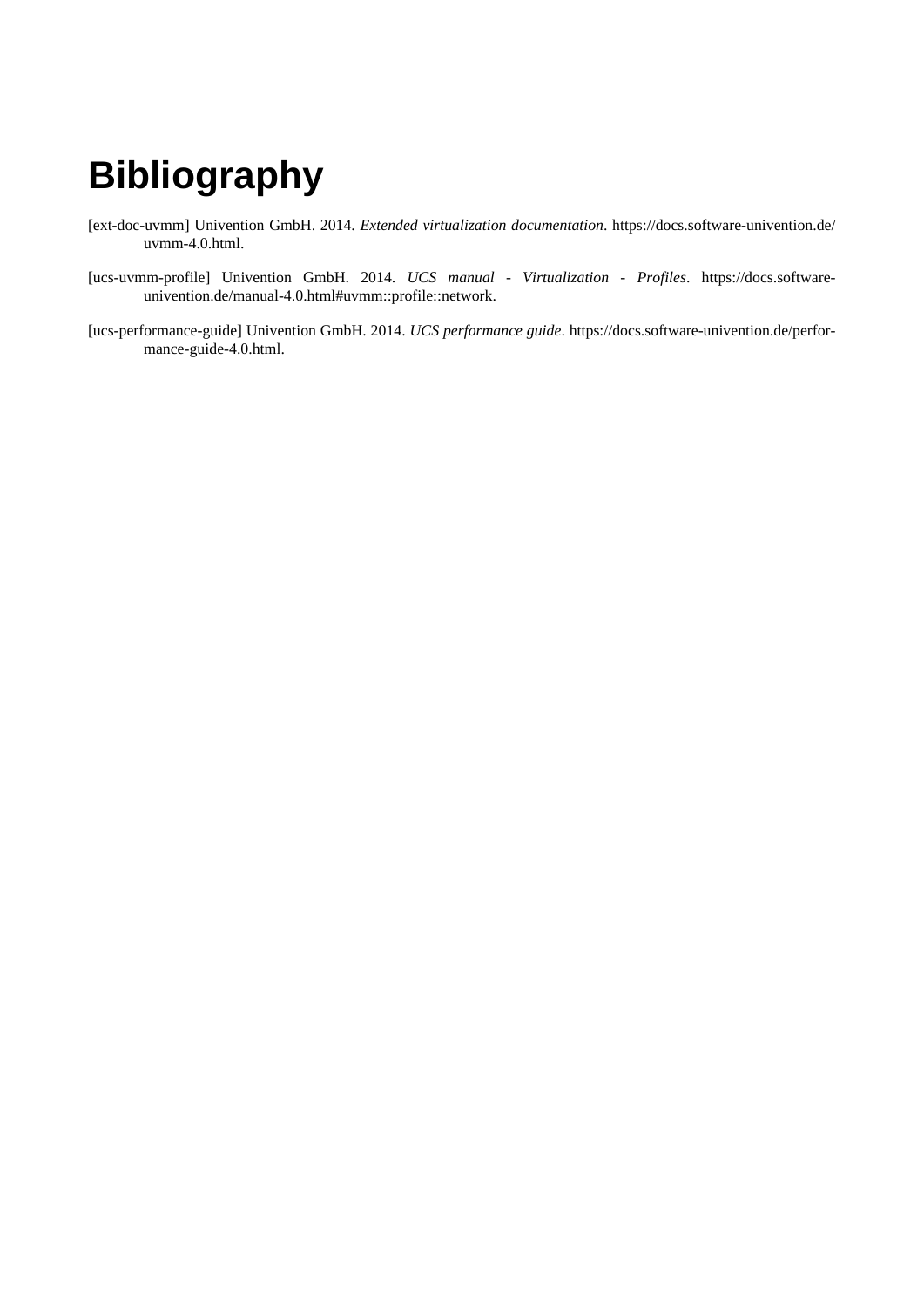# Bibliography

[ext-doc-uvmm] Univention GmbH. 2014. *Extended virtualization documentation*. https://docs.software-univention.de/uvmm-4.0.html.

[ucs-uvmm-profile] Univention GmbH. 2014. *UCS manual - Virtualization - Profiles*. https://docs.software-univention.de/manual-4.0.html#uvmm::profile::network.

[ucs-performance-guide] Univention GmbH. 2014. *UCS performance guide*. https://docs.software-univention.de/performance-guide-4.0.html.